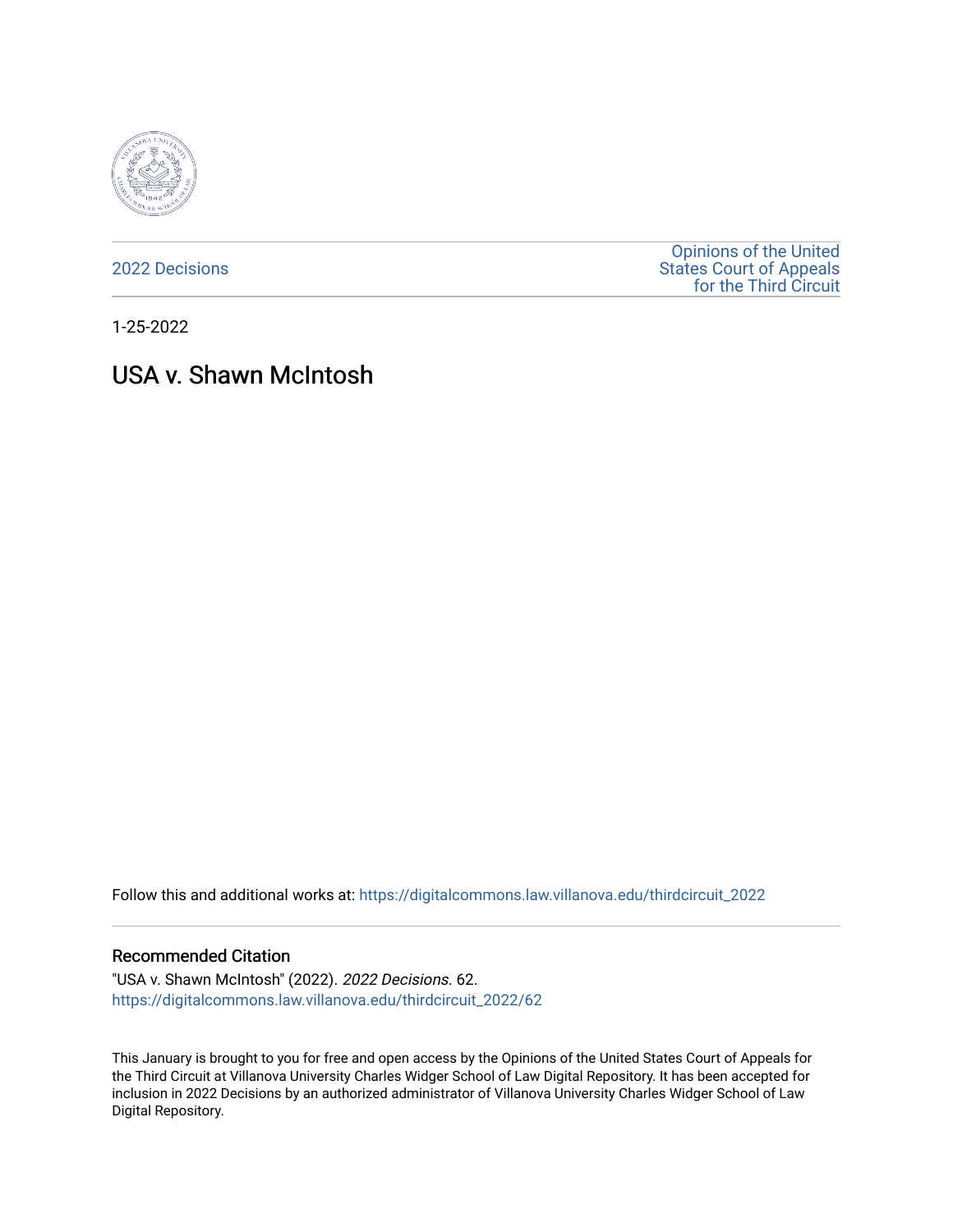2022 Decisions

Opinions of the United States Court of Appeals for the Third Circuit

1-25-2022

# USA v. Shawn McIntosh

Follow this and additional works at: https://digitalcommons.law.villanova.edu/thirdcircuit_2022

## Recommended Citation

"USA v. Shawn McIntosh" (2022). *2022 Decisions*. 62.
https://digitalcommons.law.villanova.edu/thirdcircuit_2022/62

This January is brought to you for free and open access by the Opinions of the United States Court of Appeals for the Third Circuit at Villanova University Charles Widger School of Law Digital Repository. It has been accepted for inclusion in 2022 Decisions by an authorized administrator of Villanova University Charles Widger School of Law Digital Repository.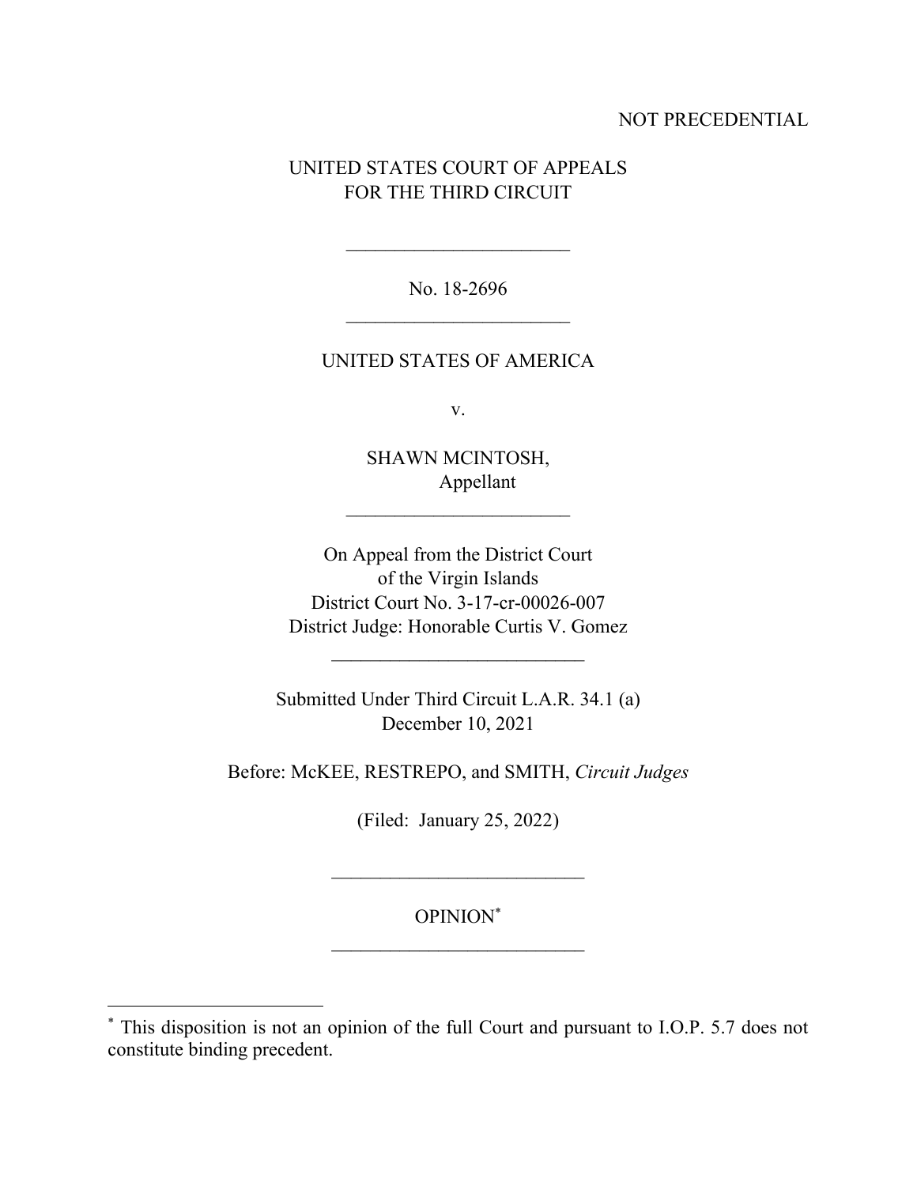NOT PRECEDENTIAL

UNITED STATES COURT OF APPEALS
FOR THE THIRD CIRCUIT

---

No. 18-2696

---

UNITED STATES OF AMERICA

v.

SHAWN MCINTOSH,
Appellant

---

On Appeal from the District Court
of the Virgin Islands
District Court No. 3-17-cr-00026-007
District Judge: Honorable Curtis V. Gomez

---

Submitted Under Third Circuit L.A.R. 34.1 (a)
December 10, 2021

Before: McKEE, RESTREPO, and SMITH, *Circuit Judges*

(Filed: January 25, 2022)

---

OPINION*

---

* This disposition is not an opinion of the full Court and pursuant to I.O.P. 5.7 does not constitute binding precedent.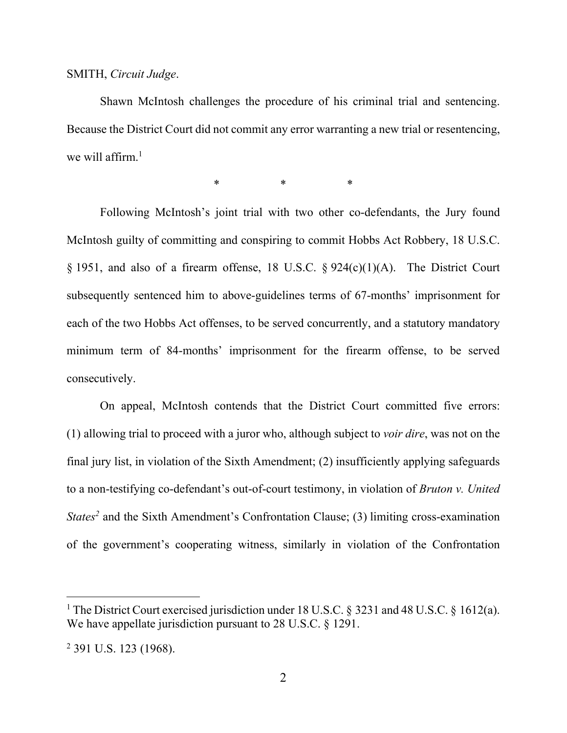SMITH, *Circuit Judge*.

Shawn McIntosh challenges the procedure of his criminal trial and sentencing. Because the District Court did not commit any error warranting a new trial or resentencing, we will affirm.[1]

\* \* \*

Following McIntosh's joint trial with two other co-defendants, the Jury found McIntosh guilty of committing and conspiring to commit Hobbs Act Robbery, 18 U.S.C. § 1951, and also of a firearm offense, 18 U.S.C. § 924(c)(1)(A). The District Court subsequently sentenced him to above-guidelines terms of 67-months' imprisonment for each of the two Hobbs Act offenses, to be served concurrently, and a statutory mandatory minimum term of 84-months' imprisonment for the firearm offense, to be served consecutively.

On appeal, McIntosh contends that the District Court committed five errors: (1) allowing trial to proceed with a juror who, although subject to *voir dire*, was not on the final jury list, in violation of the Sixth Amendment; (2) insufficiently applying safeguards to a non-testifying co-defendant's out-of-court testimony, in violation of *Bruton v. United States*[2] and the Sixth Amendment's Confrontation Clause; (3) limiting cross-examination of the government's cooperating witness, similarly in violation of the Confrontation

[1] The District Court exercised jurisdiction under 18 U.S.C. § 3231 and 48 U.S.C. § 1612(a). We have appellate jurisdiction pursuant to 28 U.S.C. § 1291.

[2] 391 U.S. 123 (1968).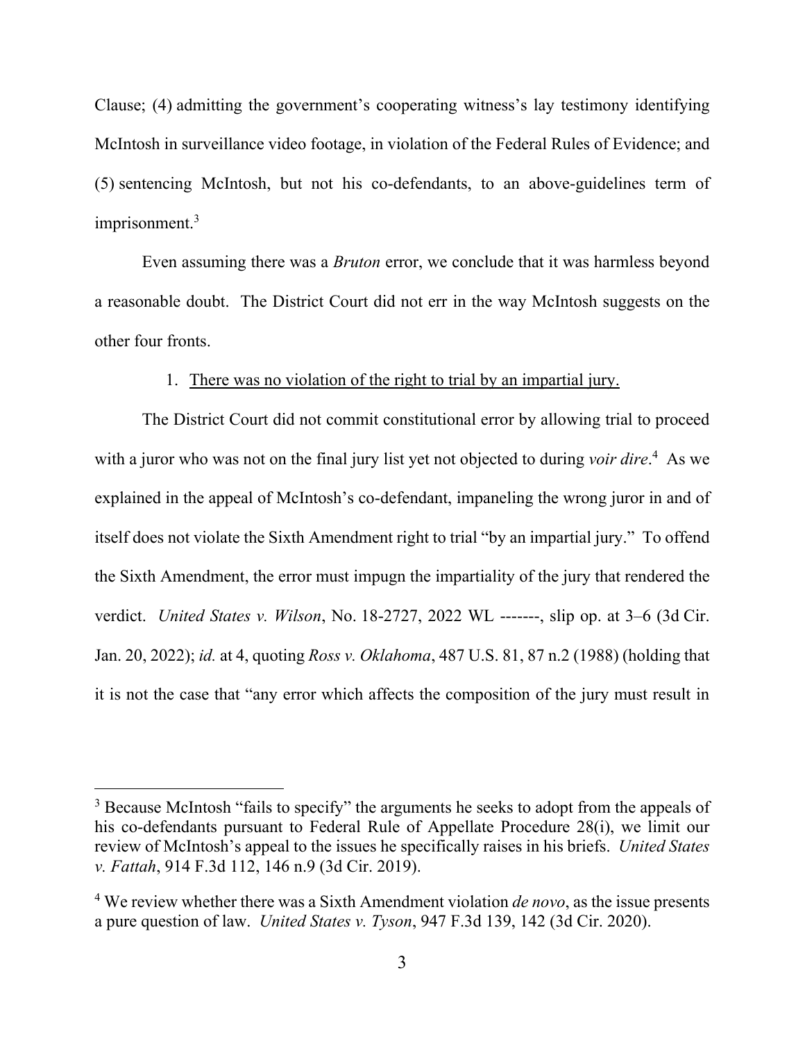Clause; (4) admitting the government's cooperating witness's lay testimony identifying McIntosh in surveillance video footage, in violation of the Federal Rules of Evidence; and (5) sentencing McIntosh, but not his co-defendants, to an above-guidelines term of imprisonment.[3]

Even assuming there was a *Bruton* error, we conclude that it was harmless beyond a reasonable doubt. The District Court did not err in the way McIntosh suggests on the other four fronts.

1. <u>There was no violation of the right to trial by an impartial jury.</u>

The District Court did not commit constitutional error by allowing trial to proceed with a juror who was not on the final jury list yet not objected to during *voir dire*.[4] As we explained in the appeal of McIntosh's co-defendant, impaneling the wrong juror in and of itself does not violate the Sixth Amendment right to trial "by an impartial jury." To offend the Sixth Amendment, the error must impugn the impartiality of the jury that rendered the verdict. *United States v. Wilson*, No. 18-2727, 2022 WL -------, slip op. at 3–6 (3d Cir. Jan. 20, 2022); *id.* at 4, quoting *Ross v. Oklahoma*, 487 U.S. 81, 87 n.2 (1988) (holding that it is not the case that "any error which affects the composition of the jury must result in

---

[3] Because McIntosh "fails to specify" the arguments he seeks to adopt from the appeals of his co-defendants pursuant to Federal Rule of Appellate Procedure 28(i), we limit our review of McIntosh's appeal to the issues he specifically raises in his briefs. *United States v. Fattah*, 914 F.3d 112, 146 n.9 (3d Cir. 2019).

[4] We review whether there was a Sixth Amendment violation *de novo*, as the issue presents a pure question of law. *United States v. Tyson*, 947 F.3d 139, 142 (3d Cir. 2020).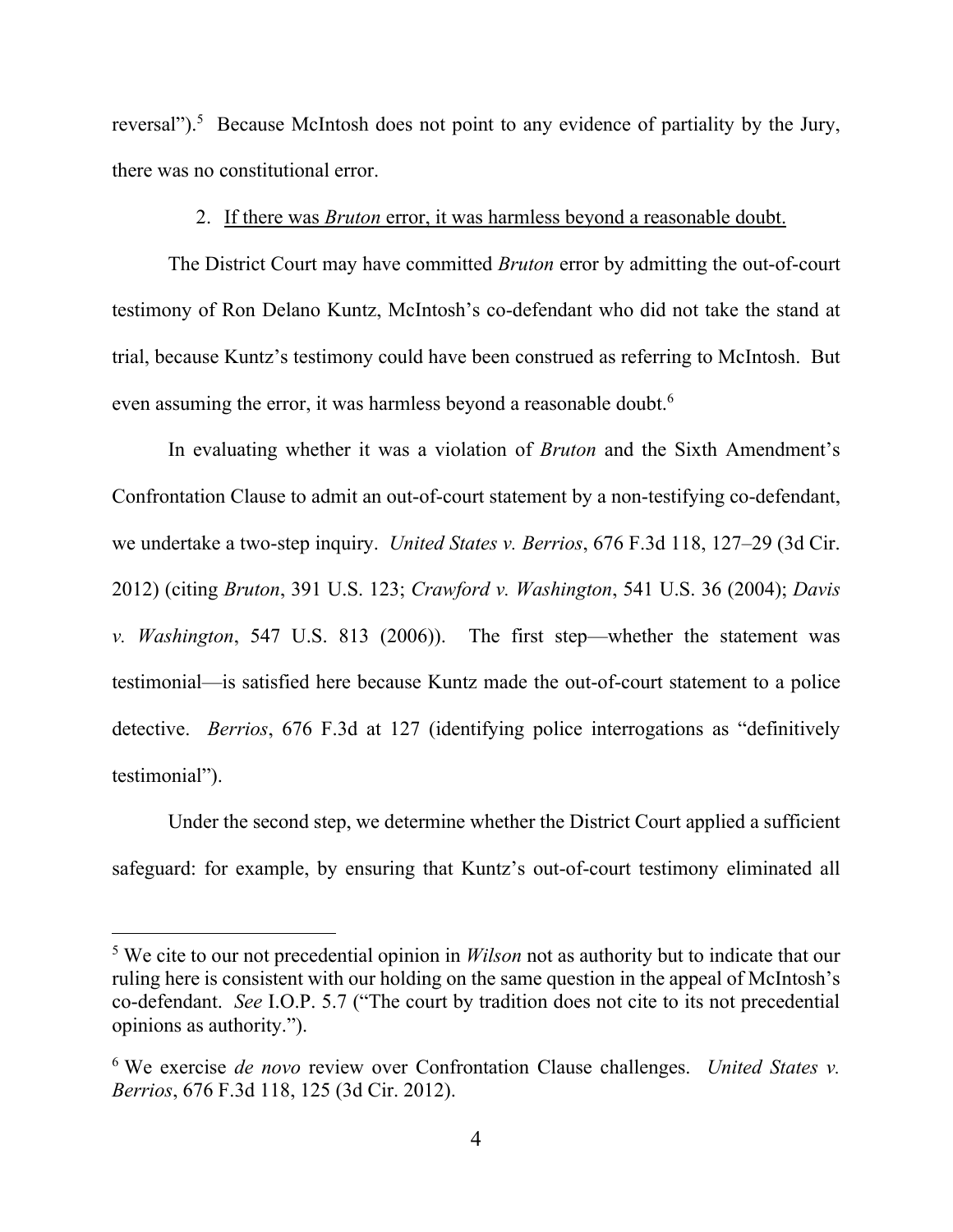reversal").[5] Because McIntosh does not point to any evidence of partiality by the Jury, there was no constitutional error.

2. <u>If there was *Bruton* error, it was harmless beyond a reasonable doubt.</u>

The District Court may have committed *Bruton* error by admitting the out-of-court testimony of Ron Delano Kuntz, McIntosh's co-defendant who did not take the stand at trial, because Kuntz's testimony could have been construed as referring to McIntosh. But even assuming the error, it was harmless beyond a reasonable doubt.[6]

In evaluating whether it was a violation of *Bruton* and the Sixth Amendment's Confrontation Clause to admit an out-of-court statement by a non-testifying co-defendant, we undertake a two-step inquiry. *United States v. Berrios*, 676 F.3d 118, 127–29 (3d Cir. 2012) (citing *Bruton*, 391 U.S. 123; *Crawford v. Washington*, 541 U.S. 36 (2004); *Davis v. Washington*, 547 U.S. 813 (2006)). The first step—whether the statement was testimonial—is satisfied here because Kuntz made the out-of-court statement to a police detective. *Berrios*, 676 F.3d at 127 (identifying police interrogations as "definitively testimonial").

Under the second step, we determine whether the District Court applied a sufficient safeguard: for example, by ensuring that Kuntz's out-of-court testimony eliminated all

---

[5] We cite to our not precedential opinion in *Wilson* not as authority but to indicate that our ruling here is consistent with our holding on the same question in the appeal of McIntosh's co-defendant. *See* I.O.P. 5.7 ("The court by tradition does not cite to its not precedential opinions as authority.").

[6] We exercise *de novo* review over Confrontation Clause challenges. *United States v. Berrios*, 676 F.3d 118, 125 (3d Cir. 2012).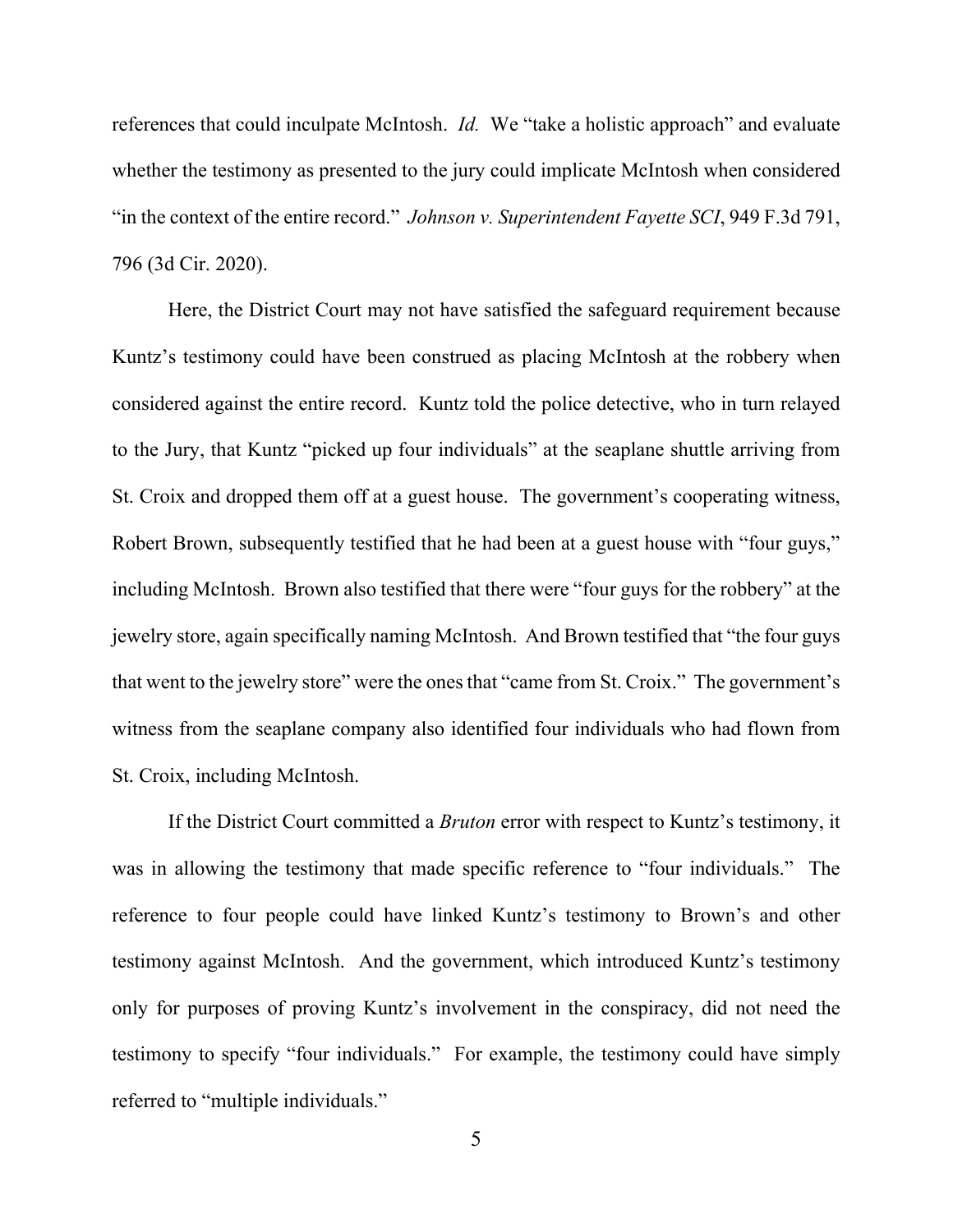references that could inculpate McIntosh. *Id.* We "take a holistic approach" and evaluate whether the testimony as presented to the jury could implicate McIntosh when considered "in the context of the entire record." *Johnson v. Superintendent Fayette SCI*, 949 F.3d 791, 796 (3d Cir. 2020).

Here, the District Court may not have satisfied the safeguard requirement because Kuntz's testimony could have been construed as placing McIntosh at the robbery when considered against the entire record. Kuntz told the police detective, who in turn relayed to the Jury, that Kuntz "picked up four individuals" at the seaplane shuttle arriving from St. Croix and dropped them off at a guest house. The government's cooperating witness, Robert Brown, subsequently testified that he had been at a guest house with "four guys," including McIntosh. Brown also testified that there were "four guys for the robbery" at the jewelry store, again specifically naming McIntosh. And Brown testified that "the four guys that went to the jewelry store" were the ones that "came from St. Croix." The government's witness from the seaplane company also identified four individuals who had flown from St. Croix, including McIntosh.

If the District Court committed a *Bruton* error with respect to Kuntz's testimony, it was in allowing the testimony that made specific reference to "four individuals." The reference to four people could have linked Kuntz's testimony to Brown's and other testimony against McIntosh. And the government, which introduced Kuntz's testimony only for purposes of proving Kuntz's involvement in the conspiracy, did not need the testimony to specify "four individuals." For example, the testimony could have simply referred to "multiple individuals."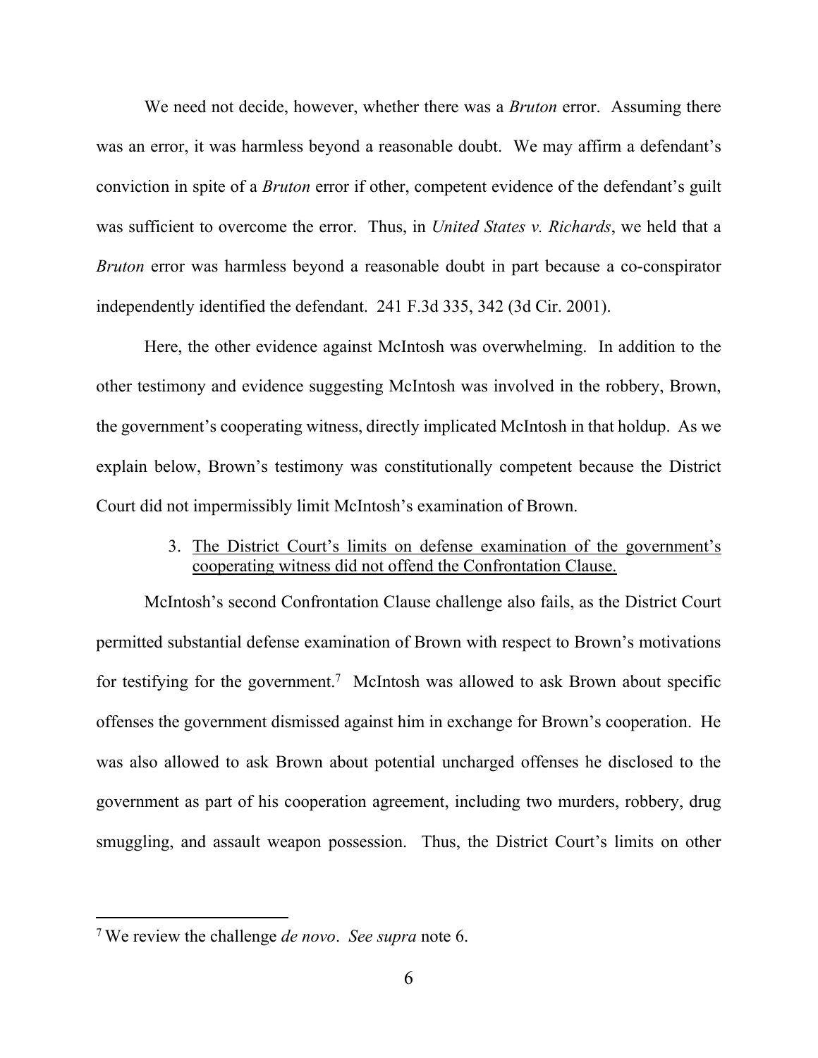We need not decide, however, whether there was a *Bruton* error. Assuming there was an error, it was harmless beyond a reasonable doubt. We may affirm a defendant's conviction in spite of a *Bruton* error if other, competent evidence of the defendant's guilt was sufficient to overcome the error. Thus, in *United States v. Richards*, we held that a *Bruton* error was harmless beyond a reasonable doubt in part because a co-conspirator independently identified the defendant. 241 F.3d 335, 342 (3d Cir. 2001).

Here, the other evidence against McIntosh was overwhelming. In addition to the other testimony and evidence suggesting McIntosh was involved in the robbery, Brown, the government's cooperating witness, directly implicated McIntosh in that holdup. As we explain below, Brown's testimony was constitutionally competent because the District Court did not impermissibly limit McIntosh's examination of Brown.

3. <u>The District Court's limits on defense examination of the government's cooperating witness did not offend the Confrontation Clause.</u>

McIntosh's second Confrontation Clause challenge also fails, as the District Court permitted substantial defense examination of Brown with respect to Brown's motivations for testifying for the government.[7] McIntosh was allowed to ask Brown about specific offenses the government dismissed against him in exchange for Brown's cooperation. He was also allowed to ask Brown about potential uncharged offenses he disclosed to the government as part of his cooperation agreement, including two murders, robbery, drug smuggling, and assault weapon possession. Thus, the District Court's limits on other

---

[7] We review the challenge *de novo*. *See supra* note 6.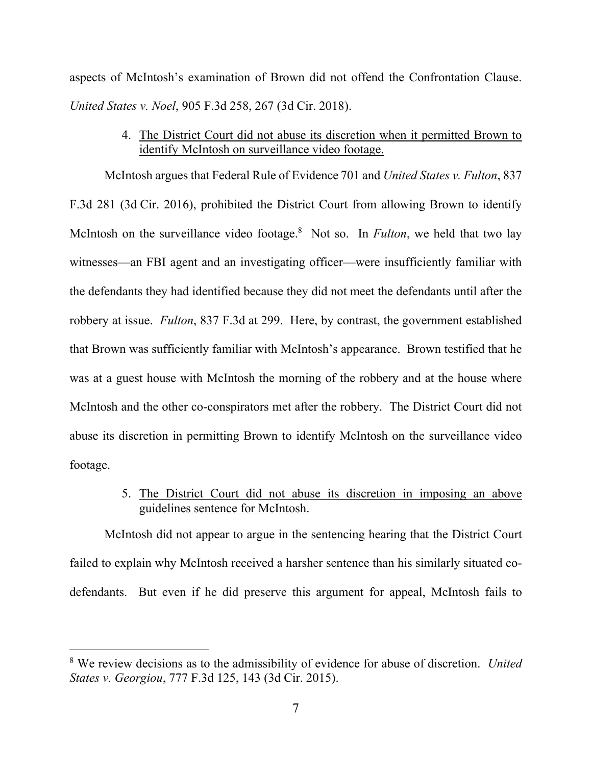aspects of McIntosh's examination of Brown did not offend the Confrontation Clause. *United States v. Noel*, 905 F.3d 258, 267 (3d Cir. 2018).

4. <u>The District Court did not abuse its discretion when it permitted Brown to identify McIntosh on surveillance video footage.</u>

McIntosh argues that Federal Rule of Evidence 701 and *United States v. Fulton*, 837 F.3d 281 (3d Cir. 2016), prohibited the District Court from allowing Brown to identify McIntosh on the surveillance video footage.[8] Not so. In *Fulton*, we held that two lay witnesses—an FBI agent and an investigating officer—were insufficiently familiar with the defendants they had identified because they did not meet the defendants until after the robbery at issue. *Fulton*, 837 F.3d at 299. Here, by contrast, the government established that Brown was sufficiently familiar with McIntosh's appearance. Brown testified that he was at a guest house with McIntosh the morning of the robbery and at the house where McIntosh and the other co-conspirators met after the robbery. The District Court did not abuse its discretion in permitting Brown to identify McIntosh on the surveillance video footage.

5. <u>The District Court did not abuse its discretion in imposing an above guidelines sentence for McIntosh.</u>

McIntosh did not appear to argue in the sentencing hearing that the District Court failed to explain why McIntosh received a harsher sentence than his similarly situated co-defendants. But even if he did preserve this argument for appeal, McIntosh fails to

---

[8] We review decisions as to the admissibility of evidence for abuse of discretion. *United States v. Georgiou*, 777 F.3d 125, 143 (3d Cir. 2015).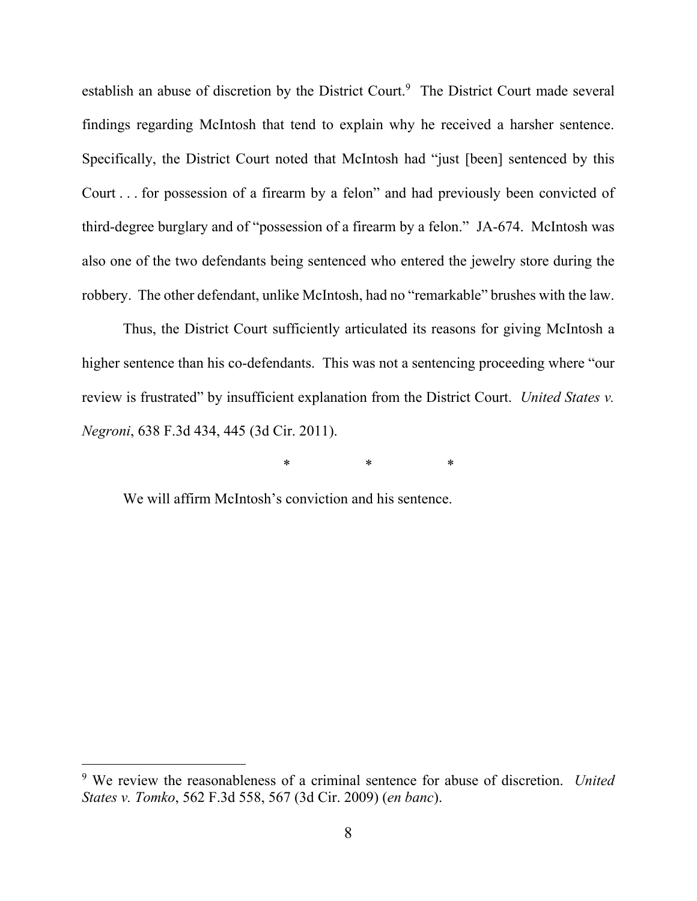establish an abuse of discretion by the District Court.[9] The District Court made several findings regarding McIntosh that tend to explain why he received a harsher sentence. Specifically, the District Court noted that McIntosh had "just [been] sentenced by this Court . . . for possession of a firearm by a felon" and had previously been convicted of third-degree burglary and of "possession of a firearm by a felon." JA-674. McIntosh was also one of the two defendants being sentenced who entered the jewelry store during the robbery. The other defendant, unlike McIntosh, had no "remarkable" brushes with the law.

Thus, the District Court sufficiently articulated its reasons for giving McIntosh a higher sentence than his co-defendants. This was not a sentencing proceeding where "our review is frustrated" by insufficient explanation from the District Court. *United States v. Negroni*, 638 F.3d 434, 445 (3d Cir. 2011).

\* \* \*

We will affirm McIntosh's conviction and his sentence.

---

[9] We review the reasonableness of a criminal sentence for abuse of discretion. *United States v. Tomko*, 562 F.3d 558, 567 (3d Cir. 2009) (*en banc*).